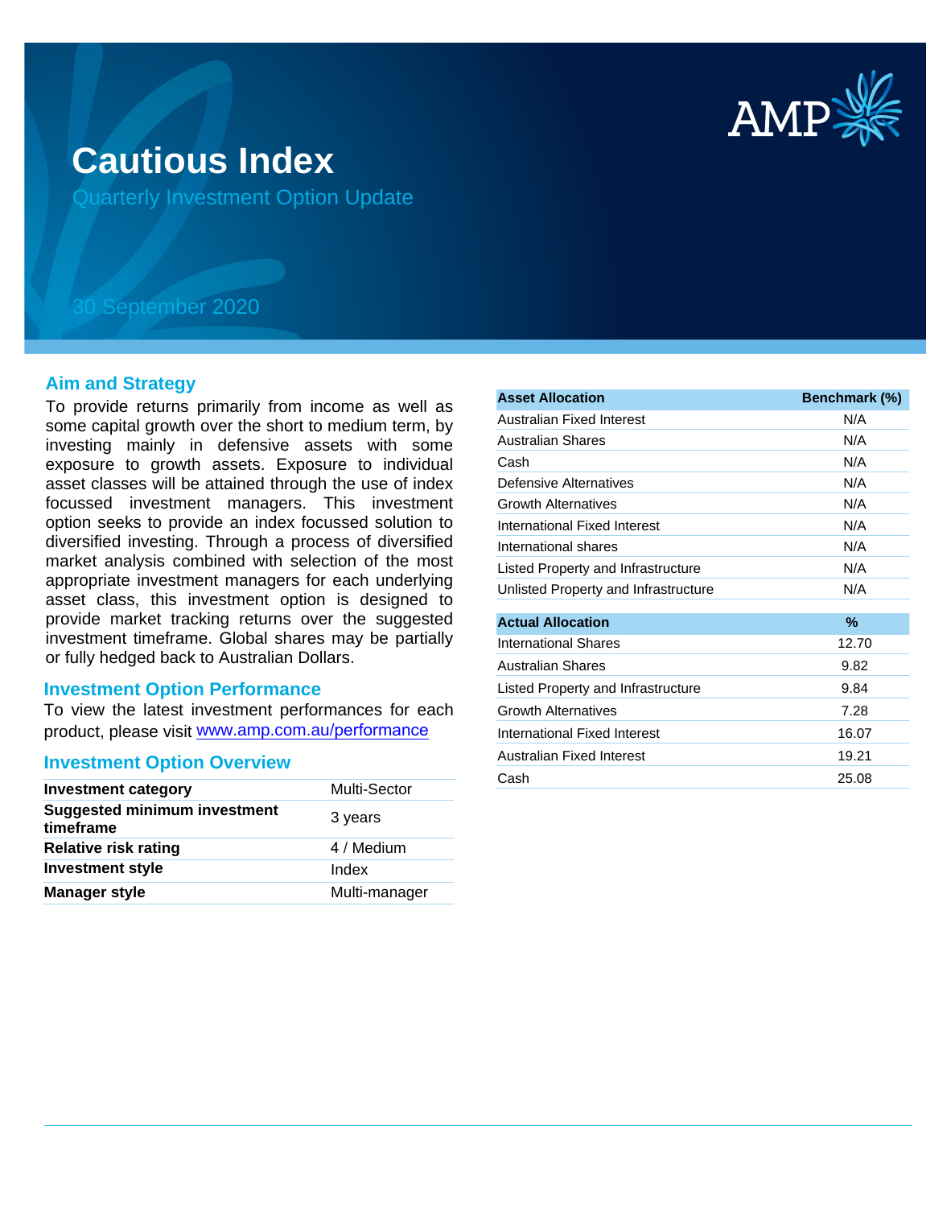# Cautious Index

Quarterly Investment Option Update

30 September 2020

## Aim and Strategy

To provide returns primarily from income as well as some capital growth over the short to medium term, by investing mainly in defensive assets with some exposure to growth assets. Exposure to individual asset classes will be attained through the use of index focussed investment managers. This investment option seeks to provide an index focussed solution to diversified investing. Through a process of diversified market analysis combined with selection of the most appropriate investment managers for each underlying asset class, this investment option is designed to provide market tracking returns over the suggested investment timeframe. Global shares may be partially or fully hedged back to Australian Dollars.

## Investment Option Performance

To view the latest investment performances for each product, please visit [www.amp.com.au/performance](www.amp.com.au/performance)

## Investment Option Overview

| | |
|---|---|
| **Investment category** | Multi-Sector |
| **Suggested minimum investment timeframe** | 3 years |
| **Relative risk rating** | 4 / Medium |
| **Investment style** | Index |
| **Manager style** | Multi-manager |

| Asset Allocation | Benchmark (%) |
|---|---|
| Australian Fixed Interest | N/A |
| Australian Shares | N/A |
| Cash | N/A |
| Defensive Alternatives | N/A |
| Growth Alternatives | N/A |
| International Fixed Interest | N/A |
| International shares | N/A |
| Listed Property and Infrastructure | N/A |
| Unlisted Property and Infrastructure | N/A |

| Actual Allocation | % |
|---|---|
| International Shares | 12.70 |
| Australian Shares | 9.82 |
| Listed Property and Infrastructure | 9.84 |
| Growth Alternatives | 7.28 |
| International Fixed Interest | 16.07 |
| Australian Fixed Interest | 19.21 |
| Cash | 25.08 |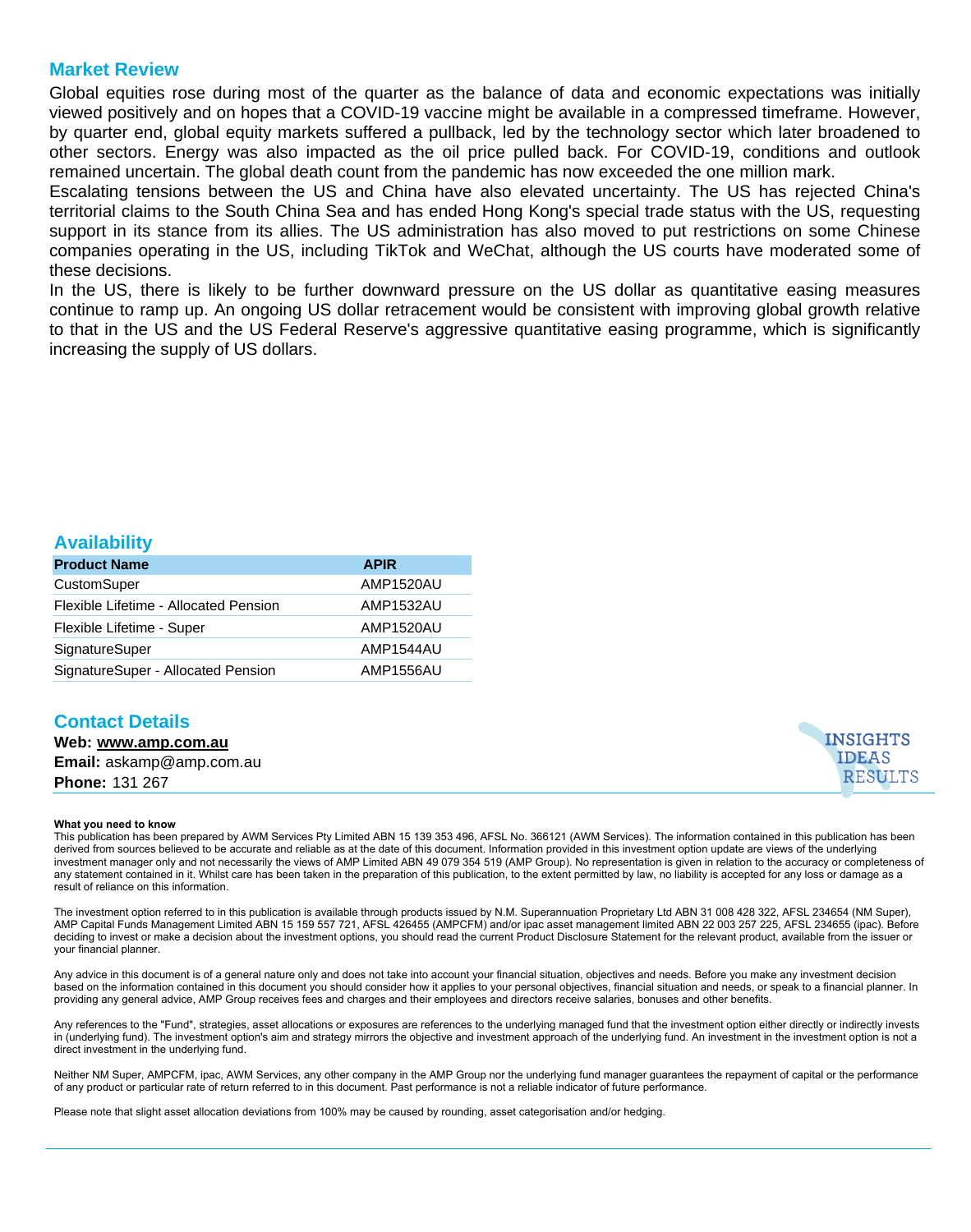## Market Review

Global equities rose during most of the quarter as the balance of data and economic expectations was initially viewed positively and on hopes that a COVID-19 vaccine might be available in a compressed timeframe. However, by quarter end, global equity markets suffered a pullback, led by the technology sector which later broadened to other sectors. Energy was also impacted as the oil price pulled back. For COVID-19, conditions and outlook remained uncertain. The global death count from the pandemic has now exceeded the one million mark.

Escalating tensions between the US and China have also elevated uncertainty. The US has rejected China's territorial claims to the South China Sea and has ended Hong Kong's special trade status with the US, requesting support in its stance from its allies. The US administration has also moved to put restrictions on some Chinese companies operating in the US, including TikTok and WeChat, although the US courts have moderated some of these decisions.

In the US, there is likely to be further downward pressure on the US dollar as quantitative easing measures continue to ramp up. An ongoing US dollar retracement would be consistent with improving global growth relative to that in the US and the US Federal Reserve's aggressive quantitative easing programme, which is significantly increasing the supply of US dollars.

## Availability

| Product Name | APIR |
|---|---|
| CustomSuper | AMP1520AU |
| Flexible Lifetime - Allocated Pension | AMP1532AU |
| Flexible Lifetime - Super | AMP1520AU |
| SignatureSuper | AMP1544AU |
| SignatureSuper - Allocated Pension | AMP1556AU |

## Contact Details

**Web:** **www.amp.com.au**
**Email:** askamp@amp.com.au
**Phone:** 131 267

INSIGHTS
IDEAS
RESULTS

**What you need to know**

This publication has been prepared by AWM Services Pty Limited ABN 15 139 353 496, AFSL No. 366121 (AWM Services). The information contained in this publication has been derived from sources believed to be accurate and reliable as at the date of this document. Information provided in this investment option update are views of the underlying investment manager only and not necessarily the views of AMP Limited ABN 49 079 354 519 (AMP Group). No representation is given in relation to the accuracy or completeness of any statement contained in it. Whilst care has been taken in the preparation of this publication, to the extent permitted by law, no liability is accepted for any loss or damage as a result of reliance on this information.

The investment option referred to in this publication is available through products issued by N.M. Superannuation Proprietary Ltd ABN 31 008 428 322, AFSL 234654 (NM Super), AMP Capital Funds Management Limited ABN 15 159 557 721, AFSL 426455 (AMPCFM) and/or ipac asset management limited ABN 22 003 257 225, AFSL 234655 (ipac). Before deciding to invest or make a decision about the investment options, you should read the current Product Disclosure Statement for the relevant product, available from the issuer or your financial planner.

Any advice in this document is of a general nature only and does not take into account your financial situation, objectives and needs. Before you make any investment decision based on the information contained in this document you should consider how it applies to your personal objectives, financial situation and needs, or speak to a financial planner. In providing any general advice, AMP Group receives fees and charges and their employees and directors receive salaries, bonuses and other benefits.

Any references to the "Fund", strategies, asset allocations or exposures are references to the underlying managed fund that the investment option either directly or indirectly invests in (underlying fund). The investment option's aim and strategy mirrors the objective and investment approach of the underlying fund. An investment in the investment option is not a direct investment in the underlying fund.

Neither NM Super, AMPCFM, ipac, AWM Services, any other company in the AMP Group nor the underlying fund manager guarantees the repayment of capital or the performance of any product or particular rate of return referred to in this document. Past performance is not a reliable indicator of future performance.

Please note that slight asset allocation deviations from 100% may be caused by rounding, asset categorisation and/or hedging.